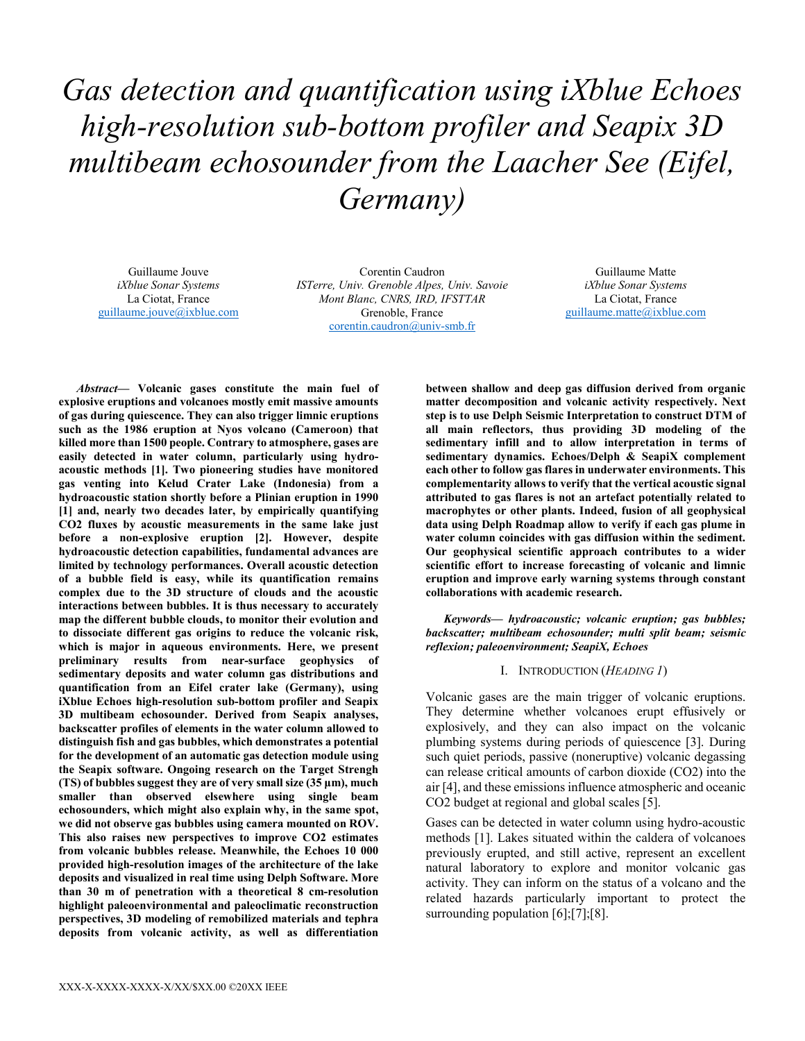# Gas detection and quantification using iXblue Echoes high-resolution sub-bottom profiler and Seapix 3D multibeam echosounder from the Laacher See (Eifel, Germany)

Guillaume Jouve
*iXblue Sonar Systems*
La Ciotat, France
guillaume.jouve@ixblue.com

Corentin Caudron
*ISTerre, Univ. Grenoble Alpes, Univ. Savoie Mont Blanc, CNRS, IRD, IFSTTAR*
Grenoble, France
corentin.caudron@univ-smb.fr

Guillaume Matte
*iXblue Sonar Systems*
La Ciotat, France
guillaume.matte@ixblue.com

***Abstract*— Volcanic gases constitute the main fuel of explosive eruptions and volcanoes mostly emit massive amounts of gas during quiescence. They can also trigger limnic eruptions such as the 1986 eruption at Nyos volcano (Cameroon) that killed more than 1500 people. Contrary to atmosphere, gases are easily detected in water column, particularly using hydro-acoustic methods [1]. Two pioneering studies have monitored gas venting into Kelud Crater Lake (Indonesia) from a hydroacoustic station shortly before a Plinian eruption in 1990 [1] and, nearly two decades later, by empirically quantifying CO2 fluxes by acoustic measurements in the same lake just before a non-explosive eruption [2]. However, despite hydroacoustic detection capabilities, fundamental advances are limited by technology performances. Overall acoustic detection of a bubble field is easy, while its quantification remains complex due to the 3D structure of clouds and the acoustic interactions between bubbles. It is thus necessary to accurately map the different bubble clouds, to monitor their evolution and to dissociate different gas origins to reduce the volcanic risk, which is major in aqueous environments. Here, we present preliminary results from near-surface geophysics of sedimentary deposits and water column gas distributions and quantification from an Eifel crater lake (Germany), using iXblue Echoes high-resolution sub-bottom profiler and Seapix 3D multibeam echosounder. Derived from Seapix analyses, backscatter profiles of elements in the water column allowed to distinguish fish and gas bubbles, which demonstrates a potential for the development of an automatic gas detection module using the Seapix software. Ongoing research on the Target Strengh (TS) of bubbles suggest they are of very small size (35 µm), much smaller than observed elsewhere using single beam echosounders, which might also explain why, in the same spot, we did not observe gas bubbles using camera mounted on ROV. This also raises new perspectives to improve CO2 estimates from volcanic bubbles release. Meanwhile, the Echoes 10 000 provided high-resolution images of the architecture of the lake deposits and visualized in real time using Delph Software. More than 30 m of penetration with a theoretical 8 cm-resolution highlight paleoenvironmental and paleoclimatic reconstruction perspectives, 3D modeling of remobilized materials and tephra deposits from volcanic activity, as well as differentiation between shallow and deep gas diffusion derived from organic matter decomposition and volcanic activity respectively. Next step is to use Delph Seismic Interpretation to construct DTM of all main reflectors, thus providing 3D modeling of the sedimentary infill and to allow interpretation in terms of sedimentary dynamics. Echoes/Delph & SeapiX complement each other to follow gas flares in underwater environments. This complementarity allows to verify that the vertical acoustic signal attributed to gas flares is not an artefact potentially related to macrophytes or other plants. Indeed, fusion of all geophysical data using Delph Roadmap allow to verify if each gas plume in water column coincides with gas diffusion within the sediment. Our geophysical scientific approach contributes to a wider scientific effort to increase forecasting of volcanic and limnic eruption and improve early warning systems through constant collaborations with academic research.**

***Keywords*— *hydroacoustic; volcanic eruption; gas bubbles; backscatter; multibeam echosounder; multi split beam; seismic reflexion; paleoenvironment; SeapiX, Echoes***

## I. Introduction (*Heading 1*)

Volcanic gases are the main trigger of volcanic eruptions. They determine whether volcanoes erupt effusively or explosively, and they can also impact on the volcanic plumbing systems during periods of quiescence [3]. During such quiet periods, passive (noneruptive) volcanic degassing can release critical amounts of carbon dioxide ($CO_2$) into the air [4], and these emissions influence atmospheric and oceanic $CO_2$ budget at regional and global scales [5].

Gases can be detected in water column using hydro-acoustic methods [1]. Lakes situated within the caldera of volcanoes previously erupted, and still active, represent an excellent natural laboratory to explore and monitor volcanic gas activity. They can inform on the status of a volcano and the related hazards particularly important to protect the surrounding population [6];[7];[8].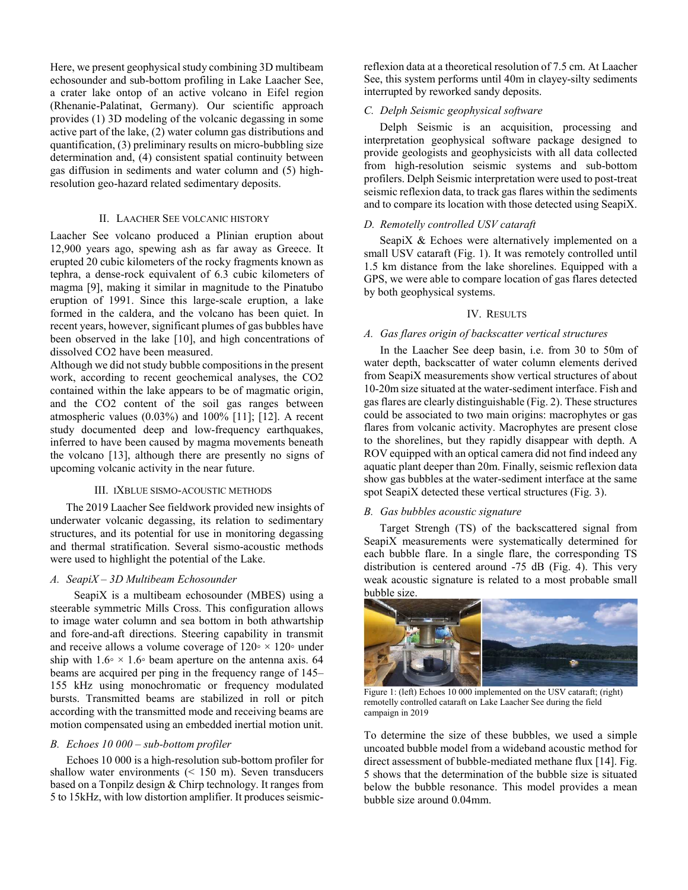Here, we present geophysical study combining 3D multibeam echosounder and sub-bottom profiling in Lake Laacher See, a crater lake ontop of an active volcano in Eifel region (Rhenanie-Palatinat, Germany). Our scientific approach provides (1) 3D modeling of the volcanic degassing in some active part of the lake, (2) water column gas distributions and quantification, (3) preliminary results on micro-bubbling size determination and, (4) consistent spatial continuity between gas diffusion in sediments and water column and (5) high-resolution geo-hazard related sedimentary deposits.

## II. Laacher See volcanic history

Laacher See volcano produced a Plinian eruption about 12,900 years ago, spewing ash as far away as Greece. It erupted 20 cubic kilometers of the rocky fragments known as tephra, a dense-rock equivalent of 6.3 cubic kilometers of magma [9], making it similar in magnitude to the Pinatubo eruption of 1991. Since this large-scale eruption, a lake formed in the caldera, and the volcano has been quiet. In recent years, however, significant plumes of gas bubbles have been observed in the lake [10], and high concentrations of dissolved CO2 have been measured.

Although we did not study bubble compositions in the present work, according to recent geochemical analyses, the CO2 contained within the lake appears to be of magmatic origin, and the CO2 content of the soil gas ranges between atmospheric values (0.03%) and 100% [11]; [12]. A recent study documented deep and low-frequency earthquakes, inferred to have been caused by magma movements beneath the volcano [13], although there are presently no signs of upcoming volcanic activity in the near future.

## III. iXblue sismo-acoustic methods

The 2019 Laacher See fieldwork provided new insights of underwater volcanic degassing, its relation to sedimentary structures, and its potential for use in monitoring degassing and thermal stratification. Several sismo-acoustic methods were used to highlight the potential of the Lake.

### *A. SeapiX – 3D Multibeam Echosounder*

SeapiX is a multibeam echosounder (MBES) using a steerable symmetric Mills Cross. This configuration allows to image water column and sea bottom in both athwartship and fore-and-aft directions. Steering capability in transmit and receive allows a volume coverage of 120◦ × 120◦ under ship with 1.6◦ × 1.6◦ beam aperture on the antenna axis. 64 beams are acquired per ping in the frequency range of 145–155 kHz using monochromatic or frequency modulated bursts. Transmitted beams are stabilized in roll or pitch according with the transmitted mode and receiving beams are motion compensated using an embedded inertial motion unit.

### *B. Echoes 10 000 – sub-bottom profiler*

Echoes 10 000 is a high-resolution sub-bottom profiler for shallow water environments (< 150 m). Seven transducers based on a Tonpilz design & Chirp technology. It ranges from 5 to 15kHz, with low distortion amplifier. It produces seismic-reflexion data at a theoretical resolution of 7.5 cm. At Laacher See, this system performs until 40m in clayey-silty sediments interrupted by reworked sandy deposits.

### *C. Delph Seismic geophysical software*

Delph Seismic is an acquisition, processing and interpretation geophysical software package designed to provide geologists and geophysicists with all data collected from high-resolution seismic systems and sub-bottom profilers. Delph Seismic interpretation were used to post-treat seismic reflexion data, to track gas flares within the sediments and to compare its location with those detected using SeapiX.

### *D. Remotelly controlled USV cataraft*

SeapiX & Echoes were alternatively implemented on a small USV cataraft (Fig. 1). It was remotely controlled until 1.5 km distance from the lake shorelines. Equipped with a GPS, we were able to compare location of gas flares detected by both geophysical systems.

## IV. Results

### *A. Gas flares origin of backscatter vertical structures*

In the Laacher See deep basin, i.e. from 30 to 50m of water depth, backscatter of water column elements derived from SeapiX measurements show vertical structures of about 10-20m size situated at the water-sediment interface. Fish and gas flares are clearly distinguishable (Fig. 2). These structures could be associated to two main origins: macrophytes or gas flares from volcanic activity. Macrophytes are present close to the shorelines, but they rapidly disappear with depth. A ROV equipped with an optical camera did not find indeed any aquatic plant deeper than 20m. Finally, seismic reflexion data show gas bubbles at the water-sediment interface at the same spot SeapiX detected these vertical structures (Fig. 3).

### *B. Gas bubbles acoustic signature*

Target Strengh (TS) of the backscattered signal from SeapiX measurements were systematically determined for each bubble flare. In a single flare, the corresponding TS distribution is centered around -75 dB (Fig. 4). This very weak acoustic signature is related to a most probable small bubble size.

Figure 1: (left) Echoes 10 000 implemented on the USV cataraft; (right) remotely controlled cataraft on Lake Laacher See during the field campaign in 2019

To determine the size of these bubbles, we used a simple uncoated bubble model from a wideband acoustic method for direct assessment of bubble-mediated methane flux [14]. Fig. 5 shows that the determination of the bubble size is situated below the bubble resonance. This model provides a mean bubble size around 0.04mm.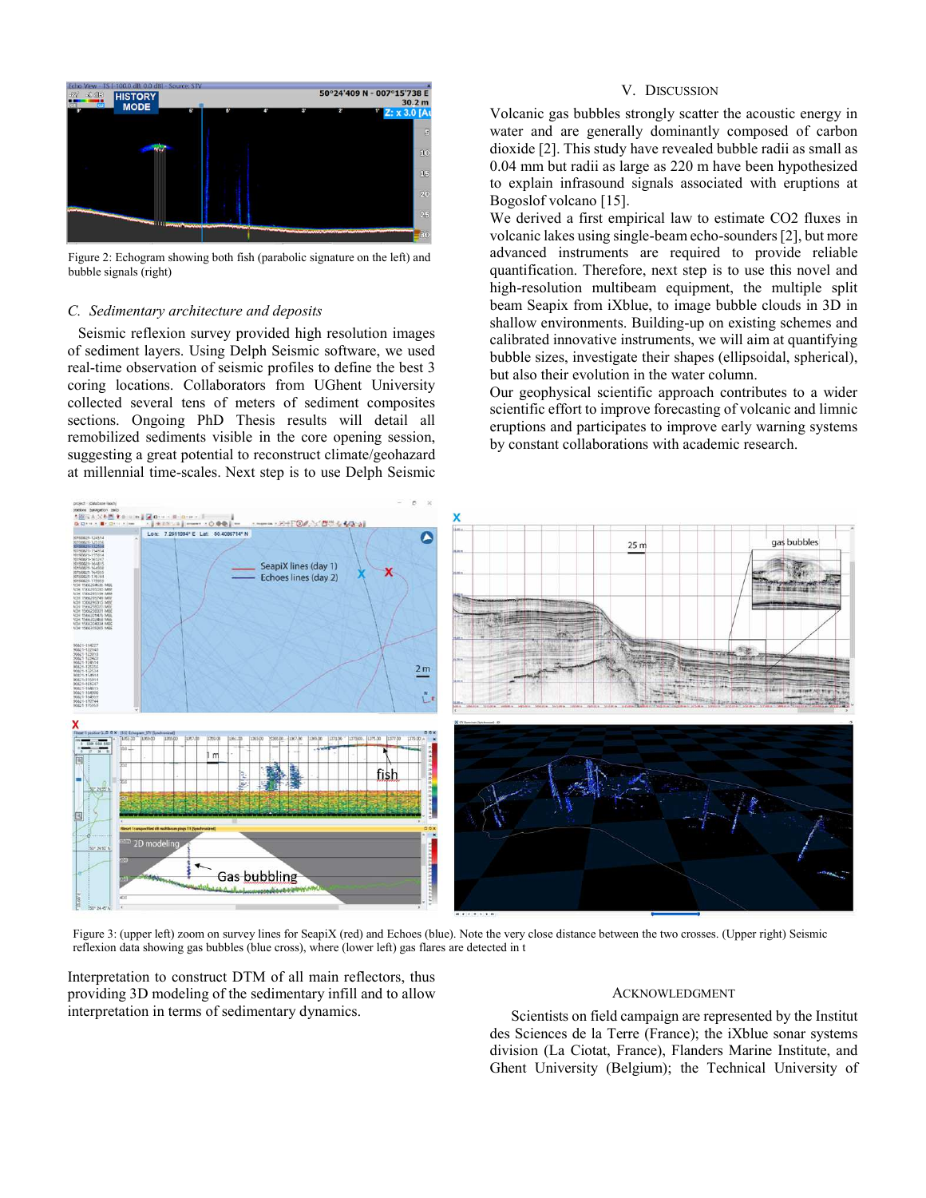Figure 2: Echogram showing both fish (parabolic signature on the left) and bubble signals (right)

### C. Sedimentary architecture and deposits

Seismic reflexion survey provided high resolution images of sediment layers. Using Delph Seismic software, we used real-time observation of seismic profiles to define the best 3 coring locations. Collaborators from UGhent University collected several tens of meters of sediment composites sections. Ongoing PhD Thesis results will detail all remobilized sediments visible in the core opening session, suggesting a great potential to reconstruct climate/geohazard at millennial time-scales. Next step is to use Delph Seismic Interpretation to construct DTM of all main reflectors, thus providing 3D modeling of the sedimentary infill and to allow interpretation in terms of sedimentary dynamics.

## V. Discussion

Volcanic gas bubbles strongly scatter the acoustic energy in water and are generally dominantly composed of carbon dioxide [2]. This study have revealed bubble radii as small as 0.04 mm but radii as large as 220 m have been hypothesized to explain infrasound signals associated with eruptions at Bogoslof volcano [15].

We derived a first empirical law to estimate CO2 fluxes in volcanic lakes using single-beam echo-sounders [2], but more advanced instruments are required to provide reliable quantification. Therefore, next step is to use this novel and high-resolution multibeam equipment, the multiple split beam Seapix from iXblue, to image bubble clouds in 3D in shallow environments. Building-up on existing schemes and calibrated innovative instruments, we will aim at quantifying bubble sizes, investigate their shapes (ellipsoidal, spherical), but also their evolution in the water column.

Our geophysical scientific approach contributes to a wider scientific effort to improve forecasting of volcanic and limnic eruptions and participates to improve early warning systems by constant collaborations with academic research.

Figure 3: (upper left) zoom on survey lines for SeapiX (red) and Echoes (blue). Note the very close distance between the two crosses. (Upper right) Seismic reflexion data showing gas bubbles (blue cross), where (lower left) gas flares are detected in t

## Acknowledgment

Scientists on field campaign are represented by the Institut des Sciences de la Terre (France); the iXblue sonar systems division (La Ciotat, France), Flanders Marine Institute, and Ghent University (Belgium); the Technical University of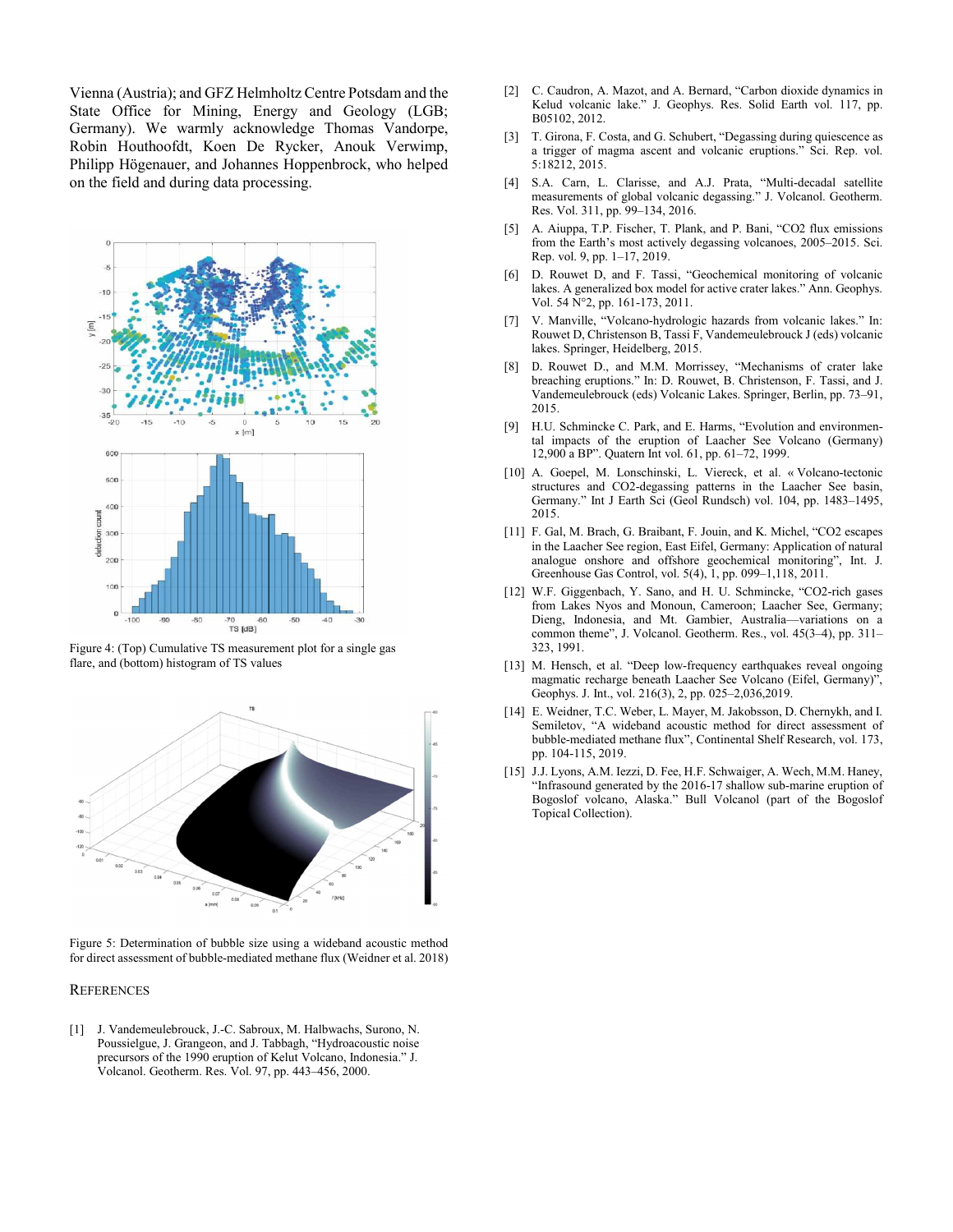Vienna (Austria); and GFZ Helmholtz Centre Potsdam and the State Office for Mining, Energy and Geology (LGB; Germany). We warmly acknowledge Thomas Vandorpe, Robin Houthoofdt, Koen De Rycker, Anouk Verwimp, Philipp Högenauer, and Johannes Hoppenbrock, who helped on the field and during data processing.

y [m]
x [m]
detection count
TS [dB]

Figure 4: (Top) Cumulative TS measurement plot for a single gas flare, and (bottom) histogram of TS values

TS
a [mm]
f [kHz]

Figure 5: Determination of bubble size using a wideband acoustic method for direct assessment of bubble-mediated methane flux (Weidner et al. 2018)

## REFERENCES

[1] J. Vandemeulebrouck, J.-C. Sabroux, M. Halbwachs, Surono, N. Poussielgue, J. Grangeon, and J. Tabbagh, "Hydroacoustic noise precursors of the 1990 eruption of Kelut Volcano, Indonesia." J. Volcanol. Geotherm. Res. Vol. 97, pp. 443–456, 2000.

[2] C. Caudron, A. Mazot, and A. Bernard, "Carbon dioxide dynamics in Kelud volcanic lake." J. Geophys. Res. Solid Earth vol. 117, pp. B05102, 2012.

[3] T. Girona, F. Costa, and G. Schubert, "Degassing during quiescence as a trigger of magma ascent and volcanic eruptions." Sci. Rep. vol. 5:18212, 2015.

[4] S.A. Carn, L. Clarisse, and A.J. Prata, "Multi-decadal satellite measurements of global volcanic degassing." J. Volcanol. Geotherm. Res. Vol. 311, pp. 99–134, 2016.

[5] A. Aiuppa, T.P. Fischer, T. Plank, and P. Bani, "CO2 flux emissions from the Earth's most actively degassing volcanoes, 2005–2015. Sci. Rep. vol. 9, pp. 1–17, 2019.

[6] D. Rouwet D, and F. Tassi, "Geochemical monitoring of volcanic lakes. A generalized box model for active crater lakes." Ann. Geophys. Vol. 54 N°2, pp. 161-173, 2011.

[7] V. Manville, "Volcano-hydrologic hazards from volcanic lakes." In: Rouwet D, Christenson B, Tassi F, Vandemeulebrouck J (eds) volcanic lakes. Springer, Heidelberg, 2015.

[8] D. Rouwet D., and M.M. Morrissey, "Mechanisms of crater lake breaching eruptions." In: D. Rouwet, B. Christenson, F. Tassi, and J. Vandemeulebrouck (eds) Volcanic Lakes. Springer, Berlin, pp. 73–91, 2015.

[9] H.U. Schmincke C. Park, and E. Harms, "Evolution and environmental impacts of the eruption of Laacher See Volcano (Germany) 12,900 a BP". Quatern Int vol. 61, pp. 61–72, 1999.

[10] A. Goepel, M. Lonschinski, L. Viereck, et al. « Volcano-tectonic structures and CO2-degassing patterns in the Laacher See basin, Germany." Int J Earth Sci (Geol Rundsch) vol. 104, pp. 1483–1495, 2015.

[11] F. Gal, M. Brach, G. Braibant, F. Jouin, and K. Michel, "CO2 escapes in the Laacher See region, East Eifel, Germany: Application of natural analogue onshore and offshore geochemical monitoring", Int. J. Greenhouse Gas Control, vol. 5(4), 1, pp. 099–1,118, 2011.

[12] W.F. Giggenbach, Y. Sano, and H. U. Schmincke, "CO2-rich gases from Lakes Nyos and Monoun, Cameroon; Laacher See, Germany; Dieng, Indonesia, and Mt. Gambier, Australia—variations on a common theme", J. Volcanol. Geotherm. Res., vol. 45(3–4), pp. 311–323, 1991.

[13] M. Hensch, et al. "Deep low-frequency earthquakes reveal ongoing magmatic recharge beneath Laacher See Volcano (Eifel, Germany)", Geophys. J. Int., vol. 216(3), 2, pp. 025–2,036,2019.

[14] E. Weidner, T.C. Weber, L. Mayer, M. Jakobsson, D. Chernykh, and I. Semiletov, "A wideband acoustic method for direct assessment of bubble-mediated methane flux", Continental Shelf Research, vol. 173, pp. 104-115, 2019.

[15] J.J. Lyons, A.M. Iezzi, D. Fee, H.F. Schwaiger, A. Wech, M.M. Haney, "Infrasound generated by the 2016-17 shallow sub-marine eruption of Bogoslof volcano, Alaska." Bull Volcanol (part of the Bogoslof Topical Collection).